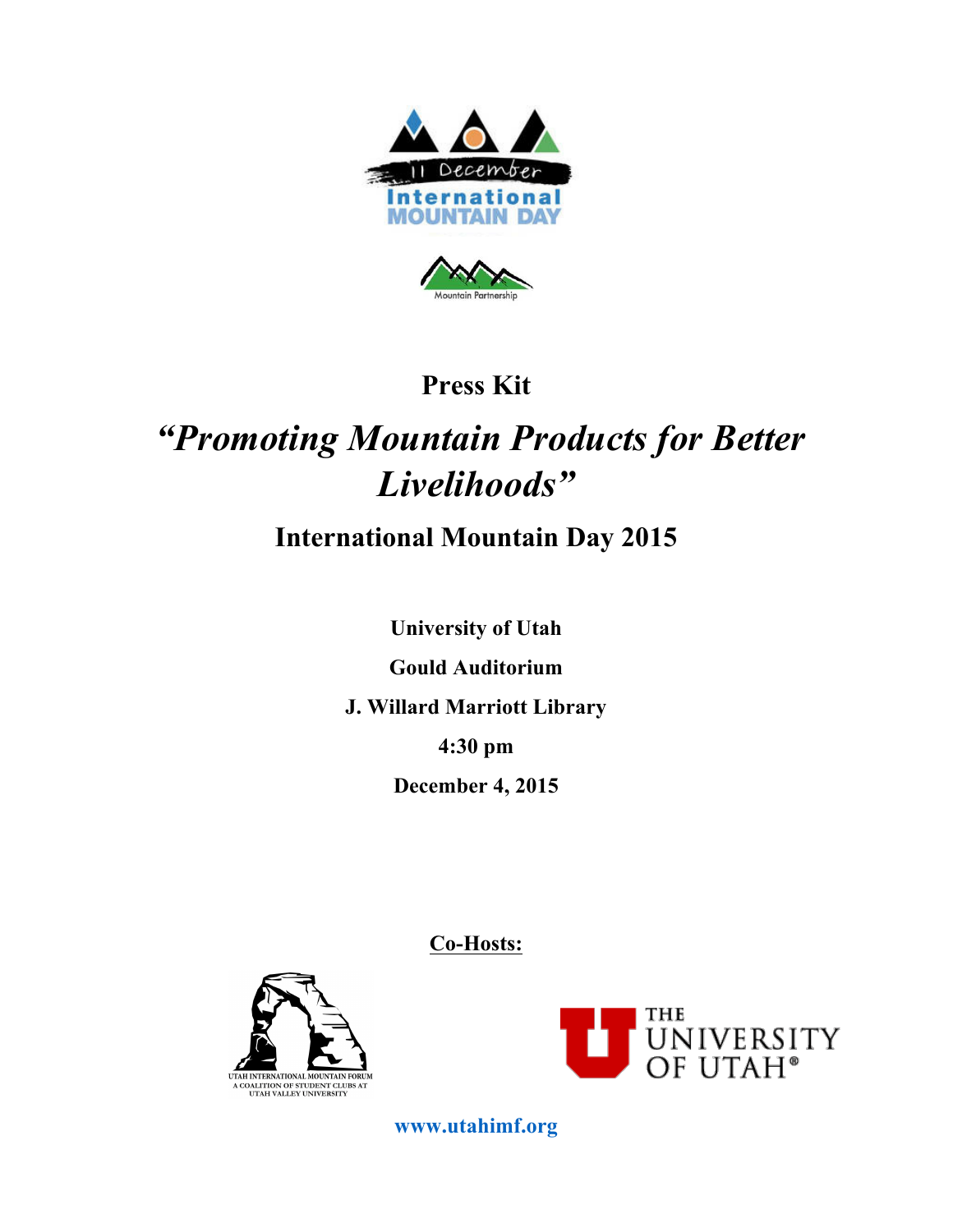11 December

International MOUNTAIN DAY

Mountain Partnership

# Press Kit

## *"Promoting Mountain Products for Better Livelihoods"*

## International Mountain Day 2015

**University of Utah**

**Gould Auditorium**

**J. Willard Marriott Library**

**4:30 pm**

**December 4, 2015**

**Co-Hosts:**

UTAH INTERNATIONAL MOUNTAIN FORUM
A COALITION OF STUDENT CLUBS AT
UTAH VALLEY UNIVERSITY

THE UNIVERSITY OF UTAH®

**www.utahimf.org**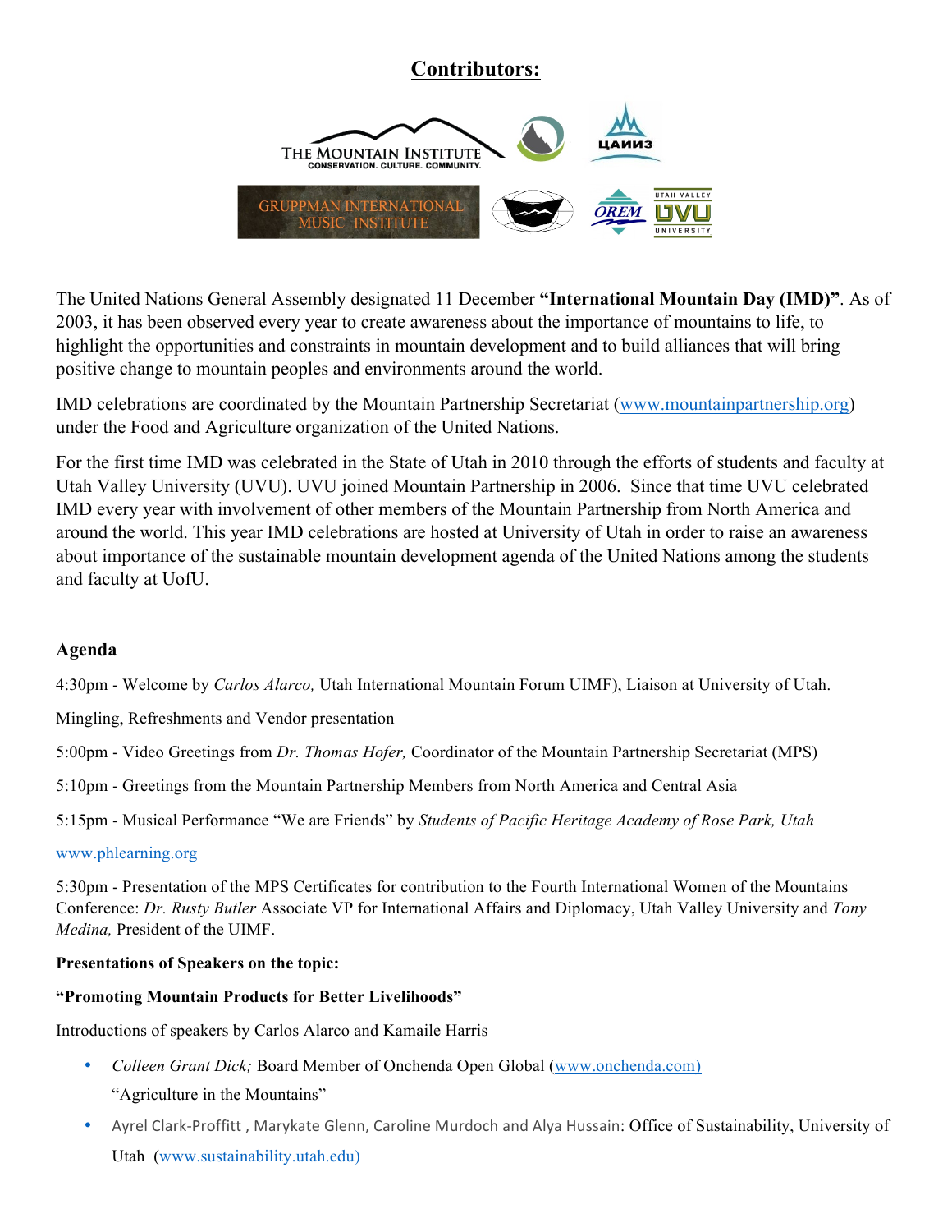## Contributors:

The United Nations General Assembly designated 11 December **"International Mountain Day (IMD)"**. As of 2003, it has been observed every year to create awareness about the importance of mountains to life, to highlight the opportunities and constraints in mountain development and to build alliances that will bring positive change to mountain peoples and environments around the world.

IMD celebrations are coordinated by the Mountain Partnership Secretariat (www.mountainpartnership.org) under the Food and Agriculture organization of the United Nations.

For the first time IMD was celebrated in the State of Utah in 2010 through the efforts of students and faculty at Utah Valley University (UVU). UVU joined Mountain Partnership in 2006. Since that time UVU celebrated IMD every year with involvement of other members of the Mountain Partnership from North America and around the world. This year IMD celebrations are hosted at University of Utah in order to raise an awareness about importance of the sustainable mountain development agenda of the United Nations among the students and faculty at UofU.

### Agenda

4:30pm - Welcome by *Carlos Alarco,* Utah International Mountain Forum UIMF), Liaison at University of Utah.

Mingling, Refreshments and Vendor presentation

5:00pm - Video Greetings from *Dr. Thomas Hofer,* Coordinator of the Mountain Partnership Secretariat (MPS)

5:10pm - Greetings from the Mountain Partnership Members from North America and Central Asia

5:15pm - Musical Performance "We are Friends" by *Students of Pacific Heritage Academy of Rose Park, Utah*

www.phlearning.org

5:30pm - Presentation of the MPS Certificates for contribution to the Fourth International Women of the Mountains Conference: *Dr. Rusty Butler* Associate VP for International Affairs and Diplomacy, Utah Valley University and *Tony Medina,* President of the UIMF.

**Presentations of Speakers on the topic:**

**"Promoting Mountain Products for Better Livelihoods"**

Introductions of speakers by Carlos Alarco and Kamaile Harris

- *Colleen Grant Dick;* Board Member of Onchenda Open Global (www.onchenda.com)

  "Agriculture in the Mountains"

- Ayrel Clark-Proffitt , Marykate Glenn, Caroline Murdoch and Alya Hussain: Office of Sustainability, University of Utah (www.sustainability.utah.edu)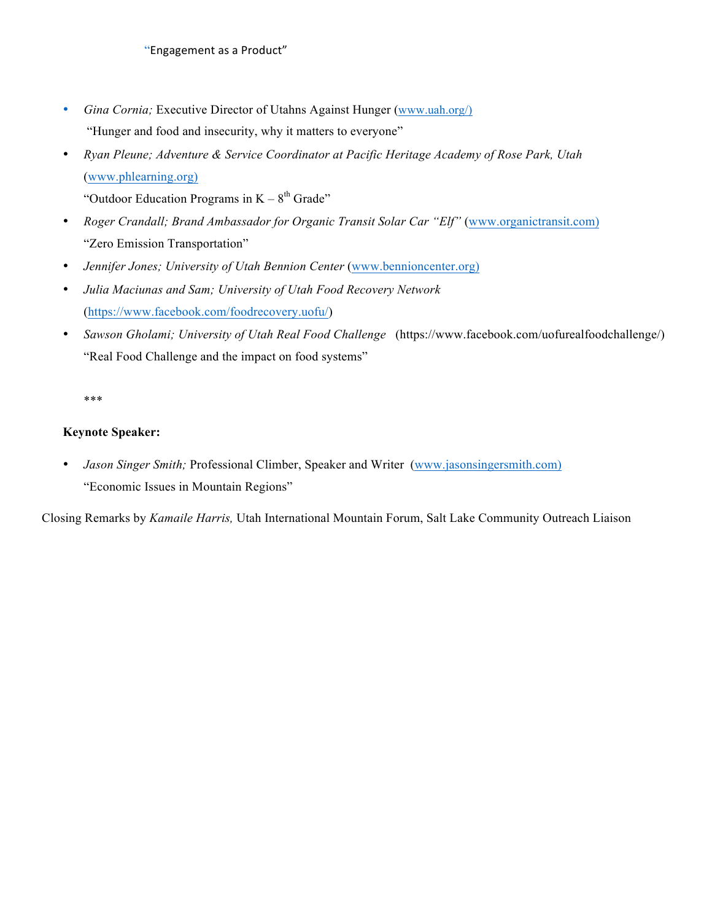"Engagement as a Product"

- *Gina Cornia;* Executive Director of Utahns Against Hunger (www.uah.org/)
  "Hunger and food and insecurity, why it matters to everyone"
- *Ryan Pleune; Adventure & Service Coordinator at Pacific Heritage Academy of Rose Park, Utah* (www.phlearning.org)
  "Outdoor Education Programs in K – 8th Grade"
- *Roger Crandall; Brand Ambassador for Organic Transit Solar Car "Elf"* (www.organictransit.com)
  "Zero Emission Transportation"
- *Jennifer Jones; University of Utah Bennion Center* (www.bennioncenter.org)
- *Julia Maciunas and Sam; University of Utah Food Recovery Network* (https://www.facebook.com/foodrecovery.uofu/)
- *Sawson Gholami; University of Utah Real Food Challenge* (https://www.facebook.com/uofurealfoodchallenge/)
  "Real Food Challenge and the impact on food systems"

***

**Keynote Speaker:**

- *Jason Singer Smith;* Professional Climber, Speaker and Writer (www.jasonsingersmith.com)
  "Economic Issues in Mountain Regions"

Closing Remarks by *Kamaile Harris,* Utah International Mountain Forum, Salt Lake Community Outreach Liaison